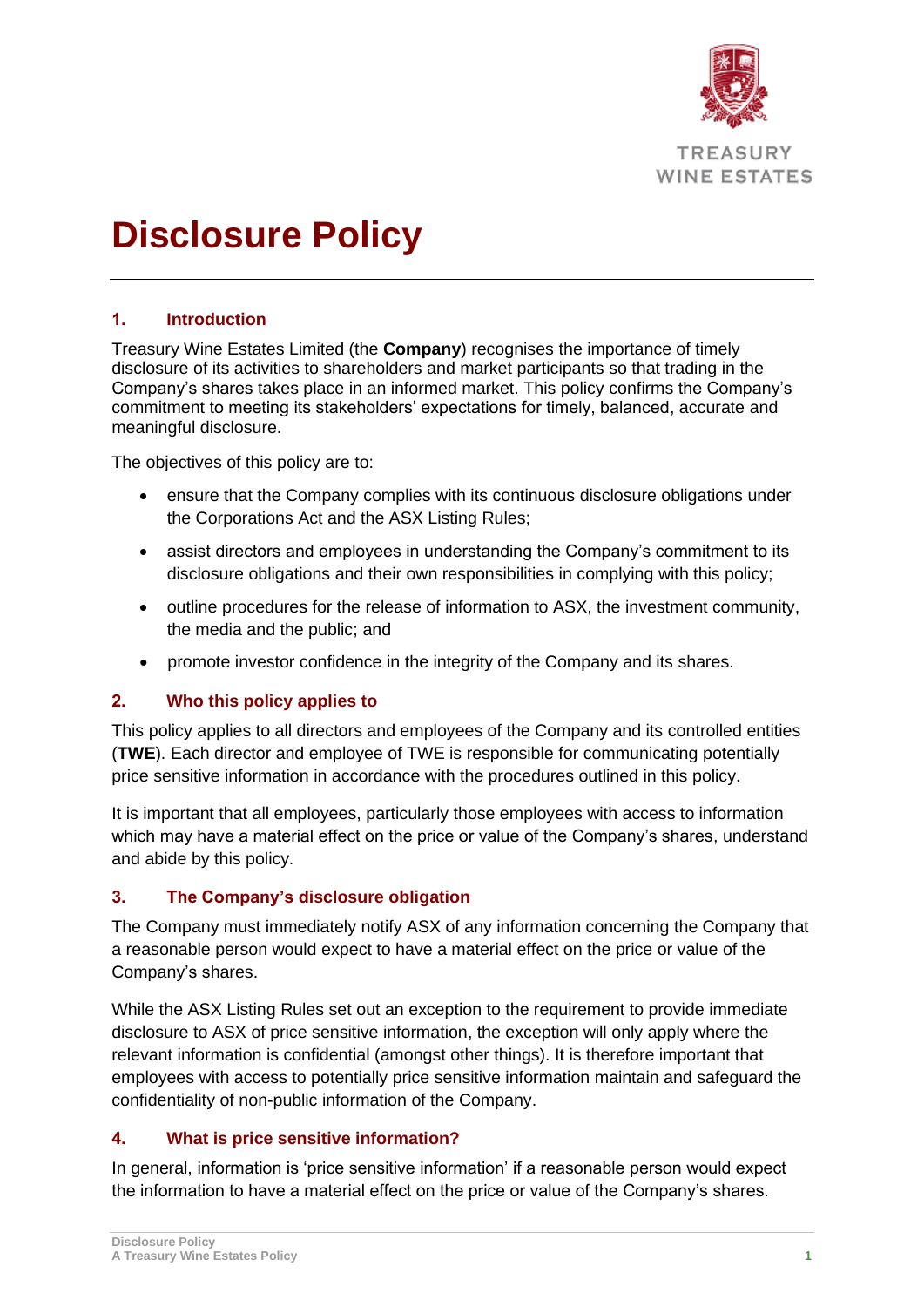# Disclosure Policy

## 1. Introduction

Treasury Wine Estates Limited (the **Company**) recognises the importance of timely disclosure of its activities to shareholders and market participants so that trading in the Company's shares takes place in an informed market. This policy confirms the Company's commitment to meeting its stakeholders' expectations for timely, balanced, accurate and meaningful disclosure.

The objectives of this policy are to:

- ensure that the Company complies with its continuous disclosure obligations under the Corporations Act and the ASX Listing Rules;
- assist directors and employees in understanding the Company's commitment to its disclosure obligations and their own responsibilities in complying with this policy;
- outline procedures for the release of information to ASX, the investment community, the media and the public; and
- promote investor confidence in the integrity of the Company and its shares.

## 2. Who this policy applies to

This policy applies to all directors and employees of the Company and its controlled entities (**TWE**). Each director and employee of TWE is responsible for communicating potentially price sensitive information in accordance with the procedures outlined in this policy.

It is important that all employees, particularly those employees with access to information which may have a material effect on the price or value of the Company's shares, understand and abide by this policy.

## 3. The Company's disclosure obligation

The Company must immediately notify ASX of any information concerning the Company that a reasonable person would expect to have a material effect on the price or value of the Company's shares.

While the ASX Listing Rules set out an exception to the requirement to provide immediate disclosure to ASX of price sensitive information, the exception will only apply where the relevant information is confidential (amongst other things). It is therefore important that employees with access to potentially price sensitive information maintain and safeguard the confidentiality of non-public information of the Company.

## 4. What is price sensitive information?

In general, information is 'price sensitive information' if a reasonable person would expect the information to have a material effect on the price or value of the Company's shares.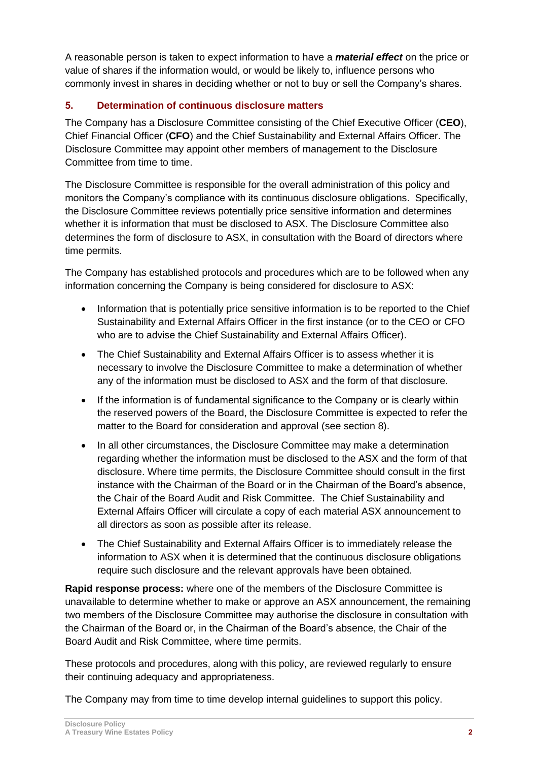A reasonable person is taken to expect information to have a ***material effect*** on the price or value of shares if the information would, or would be likely to, influence persons who commonly invest in shares in deciding whether or not to buy or sell the Company's shares.

## 5. Determination of continuous disclosure matters

The Company has a Disclosure Committee consisting of the Chief Executive Officer (**CEO**), Chief Financial Officer (**CFO**) and the Chief Sustainability and External Affairs Officer. The Disclosure Committee may appoint other members of management to the Disclosure Committee from time to time.

The Disclosure Committee is responsible for the overall administration of this policy and monitors the Company's compliance with its continuous disclosure obligations. Specifically, the Disclosure Committee reviews potentially price sensitive information and determines whether it is information that must be disclosed to ASX. The Disclosure Committee also determines the form of disclosure to ASX, in consultation with the Board of directors where time permits.

The Company has established protocols and procedures which are to be followed when any information concerning the Company is being considered for disclosure to ASX:

- Information that is potentially price sensitive information is to be reported to the Chief Sustainability and External Affairs Officer in the first instance (or to the CEO or CFO who are to advise the Chief Sustainability and External Affairs Officer).
- The Chief Sustainability and External Affairs Officer is to assess whether it is necessary to involve the Disclosure Committee to make a determination of whether any of the information must be disclosed to ASX and the form of that disclosure.
- If the information is of fundamental significance to the Company or is clearly within the reserved powers of the Board, the Disclosure Committee is expected to refer the matter to the Board for consideration and approval (see section 8).
- In all other circumstances, the Disclosure Committee may make a determination regarding whether the information must be disclosed to the ASX and the form of that disclosure. Where time permits, the Disclosure Committee should consult in the first instance with the Chairman of the Board or in the Chairman of the Board's absence, the Chair of the Board Audit and Risk Committee. The Chief Sustainability and External Affairs Officer will circulate a copy of each material ASX announcement to all directors as soon as possible after its release.
- The Chief Sustainability and External Affairs Officer is to immediately release the information to ASX when it is determined that the continuous disclosure obligations require such disclosure and the relevant approvals have been obtained.

**Rapid response process:** where one of the members of the Disclosure Committee is unavailable to determine whether to make or approve an ASX announcement, the remaining two members of the Disclosure Committee may authorise the disclosure in consultation with the Chairman of the Board or, in the Chairman of the Board's absence, the Chair of the Board Audit and Risk Committee, where time permits.

These protocols and procedures, along with this policy, are reviewed regularly to ensure their continuing adequacy and appropriateness.

The Company may from time to time develop internal guidelines to support this policy.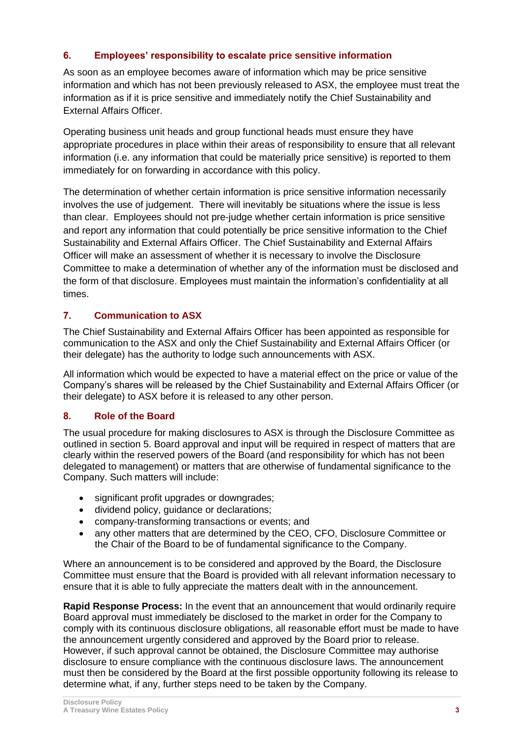## 6. Employees' responsibility to escalate price sensitive information

As soon as an employee becomes aware of information which may be price sensitive information and which has not been previously released to ASX, the employee must treat the information as if it is price sensitive and immediately notify the Chief Sustainability and External Affairs Officer.

Operating business unit heads and group functional heads must ensure they have appropriate procedures in place within their areas of responsibility to ensure that all relevant information (i.e. any information that could be materially price sensitive) is reported to them immediately for on forwarding in accordance with this policy.

The determination of whether certain information is price sensitive information necessarily involves the use of judgement. There will inevitably be situations where the issue is less than clear. Employees should not pre-judge whether certain information is price sensitive and report any information that could potentially be price sensitive information to the Chief Sustainability and External Affairs Officer. The Chief Sustainability and External Affairs Officer will make an assessment of whether it is necessary to involve the Disclosure Committee to make a determination of whether any of the information must be disclosed and the form of that disclosure. Employees must maintain the information's confidentiality at all times.

## 7. Communication to ASX

The Chief Sustainability and External Affairs Officer has been appointed as responsible for communication to the ASX and only the Chief Sustainability and External Affairs Officer (or their delegate) has the authority to lodge such announcements with ASX.

All information which would be expected to have a material effect on the price or value of the Company's shares will be released by the Chief Sustainability and External Affairs Officer (or their delegate) to ASX before it is released to any other person.

## 8. Role of the Board

The usual procedure for making disclosures to ASX is through the Disclosure Committee as outlined in section 5. Board approval and input will be required in respect of matters that are clearly within the reserved powers of the Board (and responsibility for which has not been delegated to management) or matters that are otherwise of fundamental significance to the Company. Such matters will include:

- significant profit upgrades or downgrades;
- dividend policy, guidance or declarations;
- company-transforming transactions or events; and
- any other matters that are determined by the CEO, CFO, Disclosure Committee or the Chair of the Board to be of fundamental significance to the Company.

Where an announcement is to be considered and approved by the Board, the Disclosure Committee must ensure that the Board is provided with all relevant information necessary to ensure that it is able to fully appreciate the matters dealt with in the announcement.

**Rapid Response Process:** In the event that an announcement that would ordinarily require Board approval must immediately be disclosed to the market in order for the Company to comply with its continuous disclosure obligations, all reasonable effort must be made to have the announcement urgently considered and approved by the Board prior to release. However, if such approval cannot be obtained, the Disclosure Committee may authorise disclosure to ensure compliance with the continuous disclosure laws. The announcement must then be considered by the Board at the first possible opportunity following its release to determine what, if any, further steps need to be taken by the Company.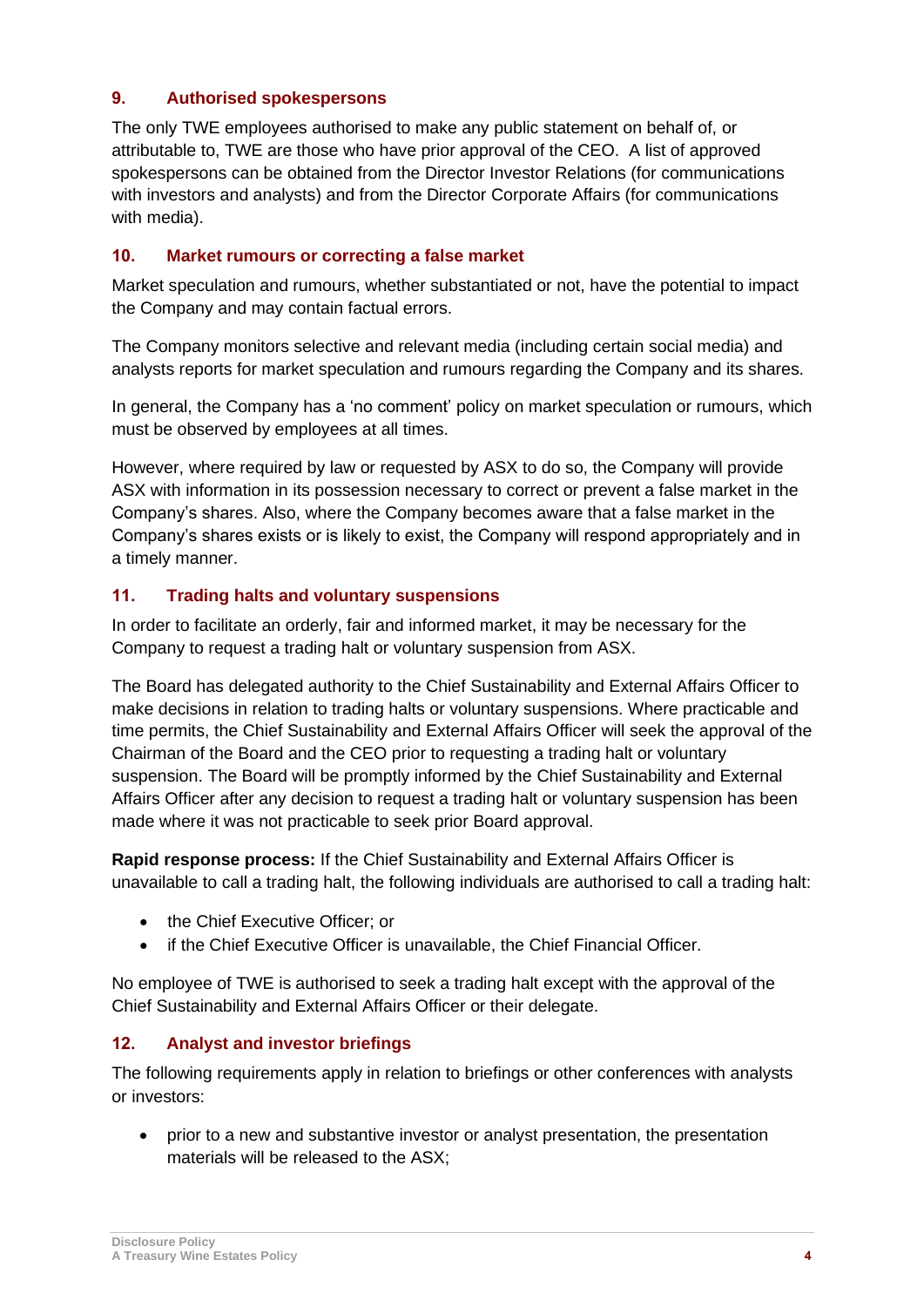## 9. Authorised spokespersons

The only TWE employees authorised to make any public statement on behalf of, or attributable to, TWE are those who have prior approval of the CEO. A list of approved spokespersons can be obtained from the Director Investor Relations (for communications with investors and analysts) and from the Director Corporate Affairs (for communications with media).

## 10. Market rumours or correcting a false market

Market speculation and rumours, whether substantiated or not, have the potential to impact the Company and may contain factual errors.

The Company monitors selective and relevant media (including certain social media) and analysts reports for market speculation and rumours regarding the Company and its shares.

In general, the Company has a 'no comment' policy on market speculation or rumours, which must be observed by employees at all times.

However, where required by law or requested by ASX to do so, the Company will provide ASX with information in its possession necessary to correct or prevent a false market in the Company's shares. Also, where the Company becomes aware that a false market in the Company's shares exists or is likely to exist, the Company will respond appropriately and in a timely manner.

## 11. Trading halts and voluntary suspensions

In order to facilitate an orderly, fair and informed market, it may be necessary for the Company to request a trading halt or voluntary suspension from ASX.

The Board has delegated authority to the Chief Sustainability and External Affairs Officer to make decisions in relation to trading halts or voluntary suspensions. Where practicable and time permits, the Chief Sustainability and External Affairs Officer will seek the approval of the Chairman of the Board and the CEO prior to requesting a trading halt or voluntary suspension. The Board will be promptly informed by the Chief Sustainability and External Affairs Officer after any decision to request a trading halt or voluntary suspension has been made where it was not practicable to seek prior Board approval.

**Rapid response process:** If the Chief Sustainability and External Affairs Officer is unavailable to call a trading halt, the following individuals are authorised to call a trading halt:

- the Chief Executive Officer; or
- if the Chief Executive Officer is unavailable, the Chief Financial Officer.

No employee of TWE is authorised to seek a trading halt except with the approval of the Chief Sustainability and External Affairs Officer or their delegate.

## 12. Analyst and investor briefings

The following requirements apply in relation to briefings or other conferences with analysts or investors:

- prior to a new and substantive investor or analyst presentation, the presentation materials will be released to the ASX;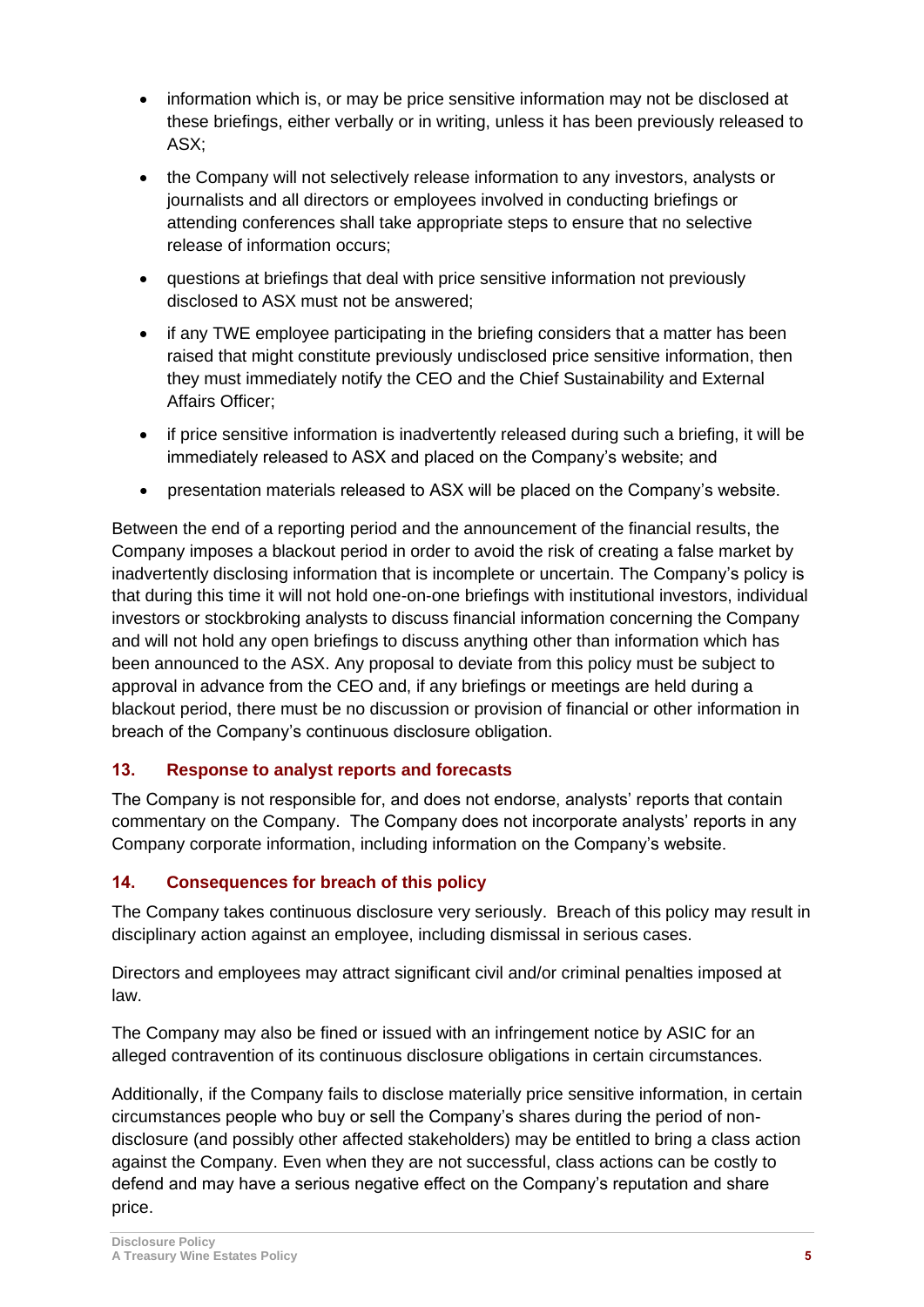- information which is, or may be price sensitive information may not be disclosed at these briefings, either verbally or in writing, unless it has been previously released to ASX;
- the Company will not selectively release information to any investors, analysts or journalists and all directors or employees involved in conducting briefings or attending conferences shall take appropriate steps to ensure that no selective release of information occurs;
- questions at briefings that deal with price sensitive information not previously disclosed to ASX must not be answered;
- if any TWE employee participating in the briefing considers that a matter has been raised that might constitute previously undisclosed price sensitive information, then they must immediately notify the CEO and the Chief Sustainability and External Affairs Officer;
- if price sensitive information is inadvertently released during such a briefing, it will be immediately released to ASX and placed on the Company's website; and
- presentation materials released to ASX will be placed on the Company's website.

Between the end of a reporting period and the announcement of the financial results, the Company imposes a blackout period in order to avoid the risk of creating a false market by inadvertently disclosing information that is incomplete or uncertain. The Company's policy is that during this time it will not hold one-on-one briefings with institutional investors, individual investors or stockbroking analysts to discuss financial information concerning the Company and will not hold any open briefings to discuss anything other than information which has been announced to the ASX. Any proposal to deviate from this policy must be subject to approval in advance from the CEO and, if any briefings or meetings are held during a blackout period, there must be no discussion or provision of financial or other information in breach of the Company's continuous disclosure obligation.

## 13. Response to analyst reports and forecasts

The Company is not responsible for, and does not endorse, analysts' reports that contain commentary on the Company. The Company does not incorporate analysts' reports in any Company corporate information, including information on the Company's website.

## 14. Consequences for breach of this policy

The Company takes continuous disclosure very seriously. Breach of this policy may result in disciplinary action against an employee, including dismissal in serious cases.

Directors and employees may attract significant civil and/or criminal penalties imposed at law.

The Company may also be fined or issued with an infringement notice by ASIC for an alleged contravention of its continuous disclosure obligations in certain circumstances.

Additionally, if the Company fails to disclose materially price sensitive information, in certain circumstances people who buy or sell the Company's shares during the period of non-disclosure (and possibly other affected stakeholders) may be entitled to bring a class action against the Company. Even when they are not successful, class actions can be costly to defend and may have a serious negative effect on the Company's reputation and share price.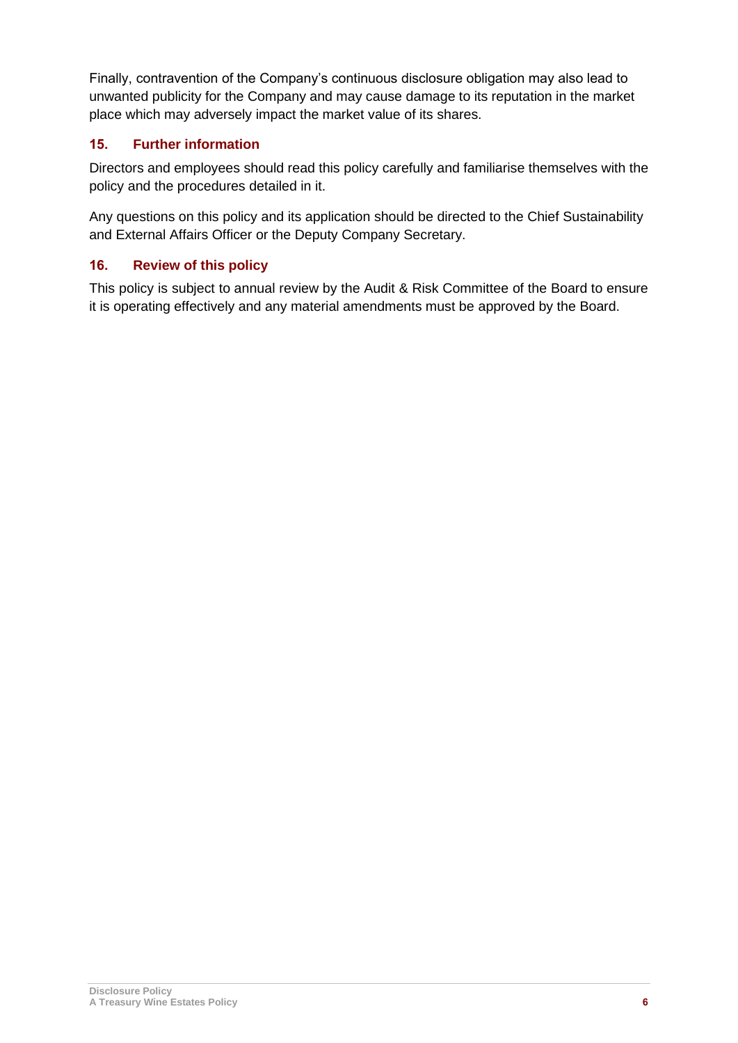Finally, contravention of the Company's continuous disclosure obligation may also lead to unwanted publicity for the Company and may cause damage to its reputation in the market place which may adversely impact the market value of its shares.

## 15. Further information

Directors and employees should read this policy carefully and familiarise themselves with the policy and the procedures detailed in it.

Any questions on this policy and its application should be directed to the Chief Sustainability and External Affairs Officer or the Deputy Company Secretary.

## 16. Review of this policy

This policy is subject to annual review by the Audit & Risk Committee of the Board to ensure it is operating effectively and any material amendments must be approved by the Board.